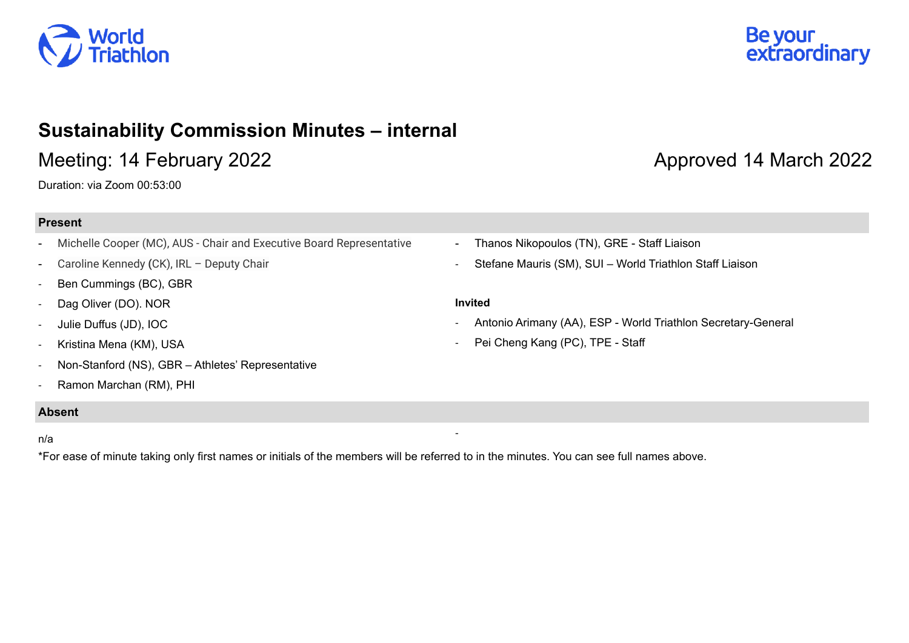# Sustainability Commission Minutes – internal

## Meeting: 14 February 2022

Approved 14 March 2022

Duration: via Zoom 00:53:00

### Present

- Michelle Cooper (MC), AUS - Chair and Executive Board Representative
- Caroline Kennedy (CK), IRL – Deputy Chair
- Ben Cummings (BC), GBR
- Dag Oliver (DO). NOR
- Julie Duffus (JD), IOC
- Kristina Mena (KM), USA
- Non-Stanford (NS), GBR – Athletes' Representative
- Ramon Marchan (RM), PHI
- Thanos Nikopoulos (TN), GRE - Staff Liaison
- Stefane Mauris (SM), SUI – World Triathlon Staff Liaison

**Invited**

- Antonio Arimany (AA), ESP - World Triathlon Secretary-General
- Pei Cheng Kang (PC), TPE - Staff

### Absent

n/a

*For ease of minute taking only first names or initials of the members will be referred to in the minutes. You can see full names above.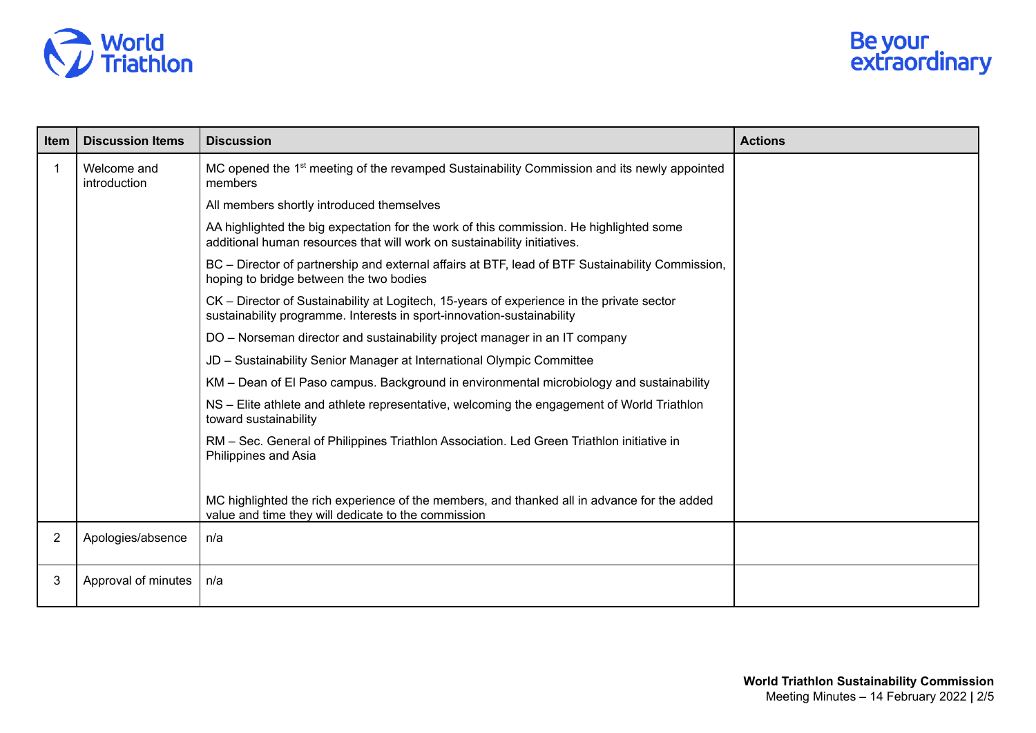| Item | Discussion Items | Discussion | Actions |
|---|---|---|---|
| 1 | Welcome and introduction | MC opened the 1st meeting of the revamped Sustainability Commission and its newly appointed members | |
| | | All members shortly introduced themselves | |
| | | AA highlighted the big expectation for the work of this commission. He highlighted some additional human resources that will work on sustainability initiatives. | |
| | | BC – Director of partnership and external affairs at BTF, lead of BTF Sustainability Commission, hoping to bridge between the two bodies | |
| | | CK – Director of Sustainability at Logitech, 15-years of experience in the private sector sustainability programme. Interests in sport-innovation-sustainability | |
| | | DO – Norseman director and sustainability project manager in an IT company | |
| | | JD – Sustainability Senior Manager at International Olympic Committee | |
| | | KM – Dean of El Paso campus. Background in environmental microbiology and sustainability | |
| | | NS – Elite athlete and athlete representative, welcoming the engagement of World Triathlon toward sustainability | |
| | | RM – Sec. General of Philippines Triathlon Association. Led Green Triathlon initiative in Philippines and Asia<br><br>MC highlighted the rich experience of the members, and thanked all in advance for the added value and time they will dedicate to the commission | |
| 2 | Apologies/absence | n/a | |
| 3 | Approval of minutes | n/a | |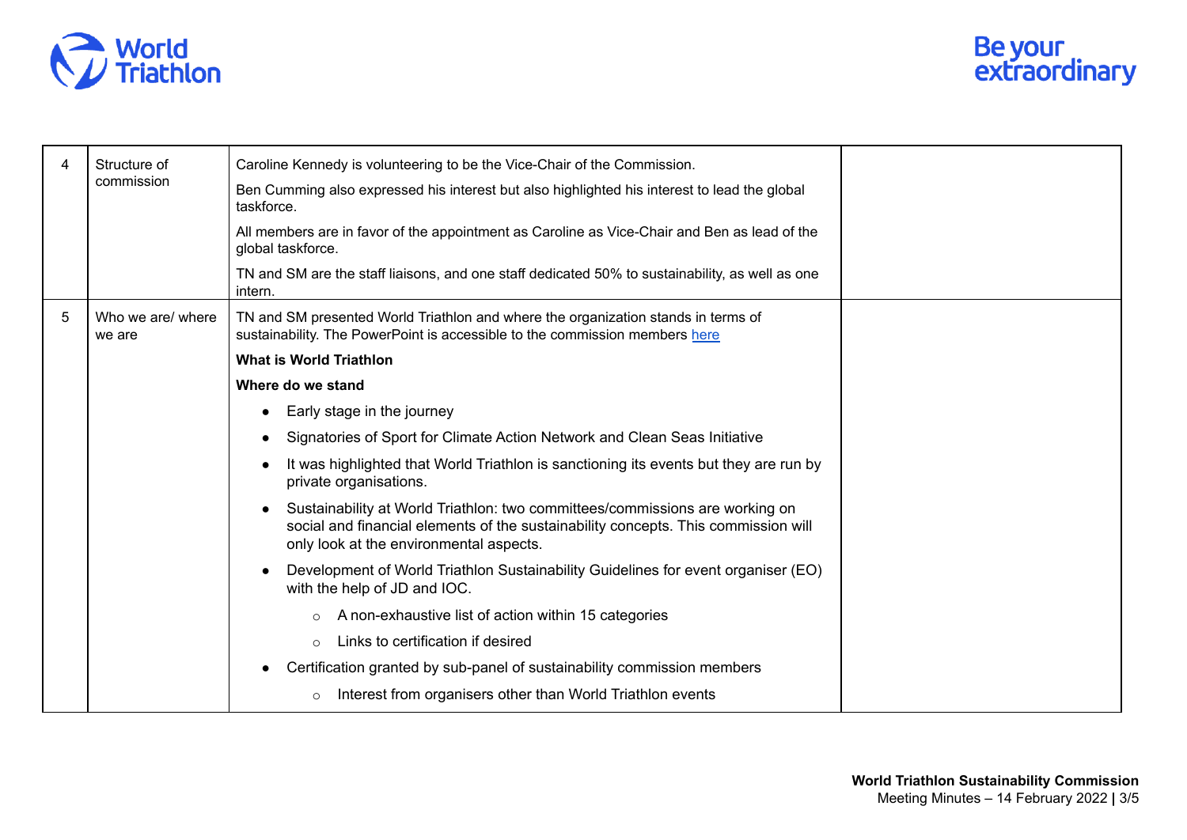| 4 | Structure of commission | Caroline Kennedy is volunteering to be the Vice-Chair of the Commission.<br><br>Ben Cumming also expressed his interest but also highlighted his interest to lead the global taskforce.<br><br>All members are in favor of the appointment as Caroline as Vice-Chair and Ben as lead of the global taskforce.<br><br>TN and SM are the staff liaisons, and one staff dedicated 50% to sustainability, as well as one intern. | |
|---|---|---|---|
| 5 | Who we are/ where we are | TN and SM presented World Triathlon and where the organization stands in terms of sustainability. The PowerPoint is accessible to the commission members here<br><br>**What is World Triathlon**<br><br>**Where do we stand**<br><br>• Early stage in the journey<br>• Signatories of Sport for Climate Action Network and Clean Seas Initiative<br>• It was highlighted that World Triathlon is sanctioning its events but they are run by private organisations.<br>• Sustainability at World Triathlon: two committees/commissions are working on social and financial elements of the sustainability concepts. This commission will only look at the environmental aspects.<br>• Development of World Triathlon Sustainability Guidelines for event organiser (EO) with the help of JD and IOC.<br>&nbsp;&nbsp;&nbsp;&nbsp;○ A non-exhaustive list of action within 15 categories<br>&nbsp;&nbsp;&nbsp;&nbsp;○ Links to certification if desired<br>• Certification granted by sub-panel of sustainability commission members<br>&nbsp;&nbsp;&nbsp;&nbsp;○ Interest from organisers other than World Triathlon events | |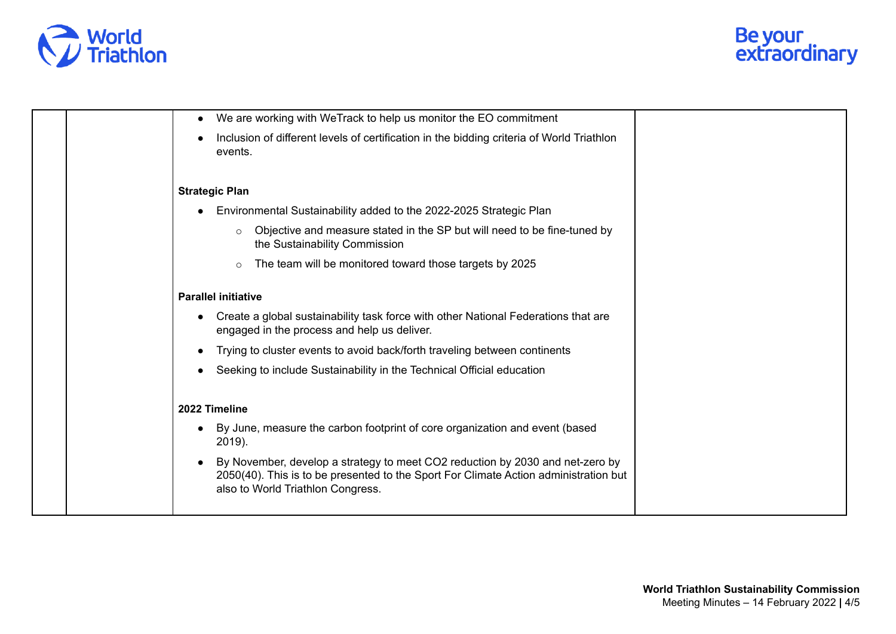| | | | |
|---|---|---|---|
| | | • We are working with WeTrack to help us monitor the EO commitment<br>• Inclusion of different levels of certification in the bidding criteria of World Triathlon events.<br><br>**Strategic Plan**<br>• Environmental Sustainability added to the 2022-2025 Strategic Plan<br>  ○ Objective and measure stated in the SP but will need to be fine-tuned by the Sustainability Commission<br>  ○ The team will be monitored toward those targets by 2025<br><br>**Parallel initiative**<br>• Create a global sustainability task force with other National Federations that are engaged in the process and help us deliver.<br>• Trying to cluster events to avoid back/forth traveling between continents<br>• Seeking to include Sustainability in the Technical Official education<br><br>**2022 Timeline**<br>• By June, measure the carbon footprint of core organization and event (based 2019).<br>• By November, develop a strategy to meet $CO_2$ reduction by 2030 and net-zero by 2050(40). This is to be presented to the Sport For Climate Action administration but also to World Triathlon Congress. | |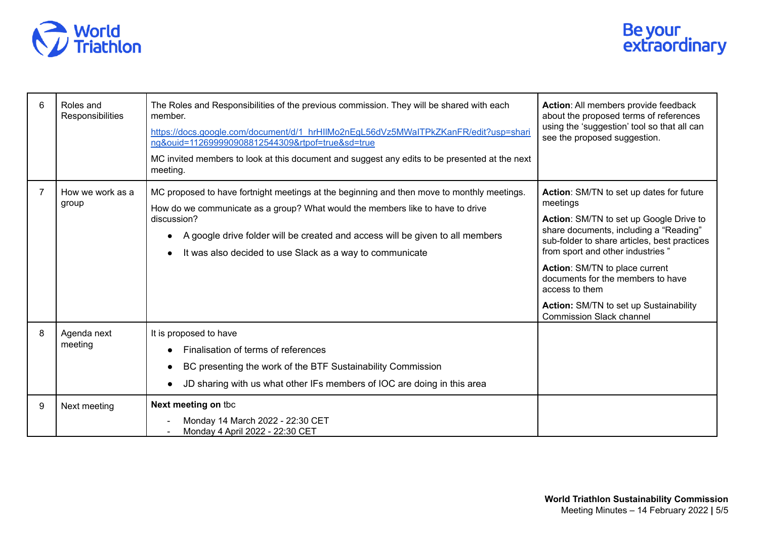| | | | |
|---|---|---|---|
| 6 | Roles and Responsibilities | The Roles and Responsibilities of the previous commission. They will be shared with each member.<br>[https://docs.google.com/document/d/1_hrHIlMo2nEgL56dVz5MWaITPkZKanFR/edit?usp=sharing&ouid=112699990908812544309&rtpof=true&sd=true](https://docs.google.com/document/d/1_hrHIlMo2nEgL56dVz5MWaITPkZKanFR/edit?usp=sharing&ouid=112699990908812544309&rtpof=true&sd=true)<br>MC invited members to look at this document and suggest any edits to be presented at the next meeting. | **Action**: All members provide feedback about the proposed terms of references using the 'suggestion' tool so that all can see the proposed suggestion. |
| 7 | How we work as a group | MC proposed to have fortnight meetings at the beginning and then move to monthly meetings.<br>How do we communicate as a group? What would the members like to have to drive discussion?<br>• A google drive folder will be created and access will be given to all members<br>• It was also decided to use Slack as a way to communicate | **Action**: SM/TN to set up dates for future meetings<br>**Action**: SM/TN to set up Google Drive to share documents, including a "Reading" sub-folder to share articles, best practices from sport and other industries "<br>**Action**: SM/TN to place current documents for the members to have access to them<br>**Action:** SM/TN to set up Sustainability Commission Slack channel |
| 8 | Agenda next meeting | It is proposed to have<br>• Finalisation of terms of references<br>• BC presenting the work of the BTF Sustainability Commission<br>• JD sharing with us what other IFs members of IOC are doing in this area | |
| 9 | Next meeting | **Next meeting on** tbc<br>- Monday 14 March 2022 - 22:30 CET<br>- Monday 4 April 2022 - 22:30 CET | |